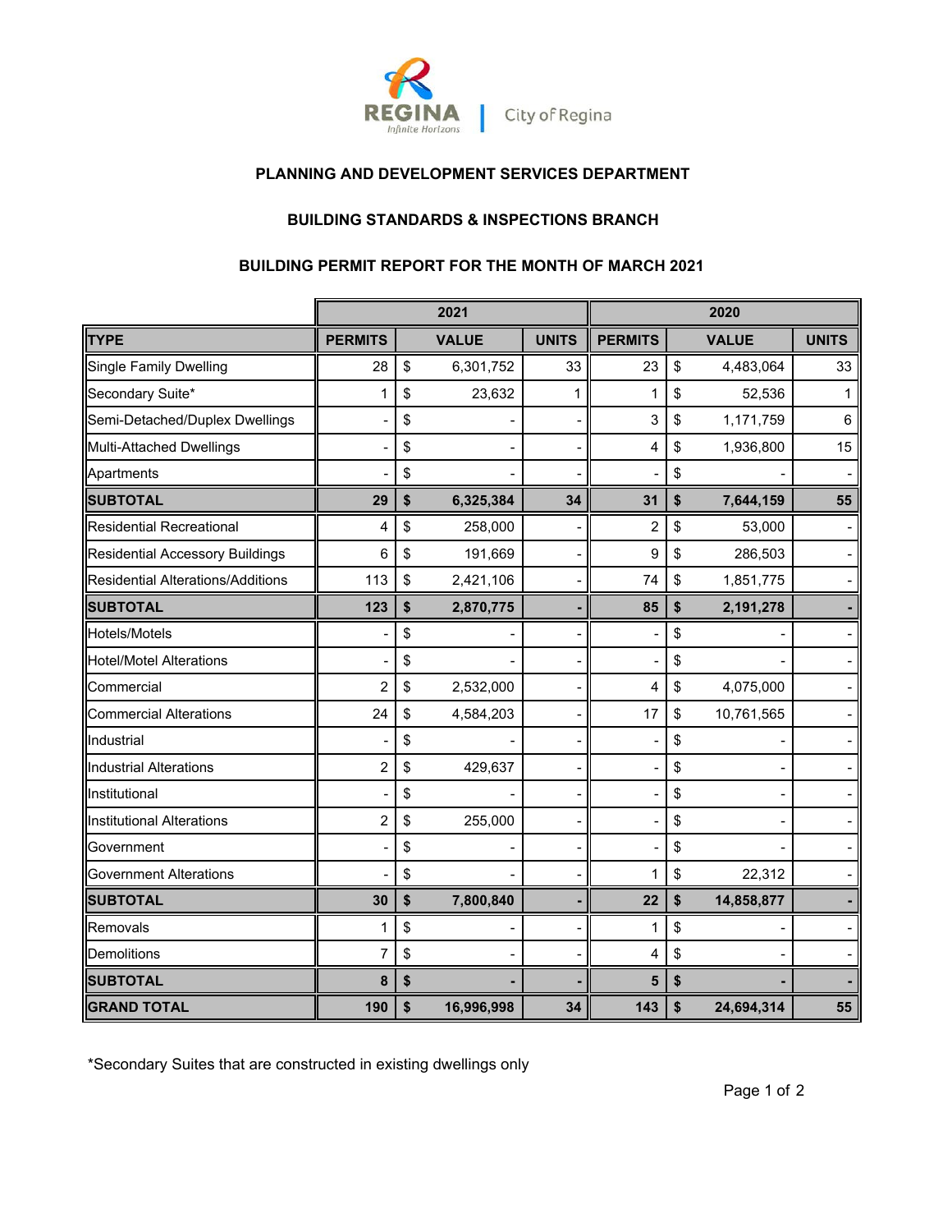REGINA
Infinite Horizons | City of Regina

**PLANNING AND DEVELOPMENT SERVICES DEPARTMENT**

**BUILDING STANDARDS & INSPECTIONS BRANCH**

**BUILDING PERMIT REPORT FOR THE MONTH OF MARCH 2021**

| | 2021 | | | 2020 | | |
|---|---|---|---|---|---|---|
| **TYPE** | **PERMITS** | **VALUE** | **UNITS** | **PERMITS** | **VALUE** | **UNITS** |
| Single Family Dwelling | 28 | $ 6,301,752 | 33 | 23 | $ 4,483,064 | 33 |
| Secondary Suite* | 1 | $ 23,632 | 1 | 1 | $ 52,536 | 1 |
| Semi-Detached/Duplex Dwellings | - | $ - | - | 3 | $ 1,171,759 | 6 |
| Multi-Attached Dwellings | - | $ - | - | 4 | $ 1,936,800 | 15 |
| Apartments | - | $ - | - | - | $ - | - |
| **SUBTOTAL** | **29** | **$ 6,325,384** | **34** | **31** | **$ 7,644,159** | **55** |
| Residential Recreational | 4 | $ 258,000 | - | 2 | $ 53,000 | - |
| Residential Accessory Buildings | 6 | $ 191,669 | - | 9 | $ 286,503 | - |
| Residential Alterations/Additions | 113 | $ 2,421,106 | - | 74 | $ 1,851,775 | - |
| **SUBTOTAL** | **123** | **$ 2,870,775** | **-** | **85** | **$ 2,191,278** | **-** |
| Hotels/Motels | - | $ - | - | - | $ - | - |
| Hotel/Motel Alterations | - | $ - | - | - | $ - | - |
| Commercial | 2 | $ 2,532,000 | - | 4 | $ 4,075,000 | - |
| Commercial Alterations | 24 | $ 4,584,203 | - | 17 | $ 10,761,565 | - |
| Industrial | - | $ - | - | - | $ - | - |
| Industrial Alterations | 2 | $ 429,637 | - | - | $ - | - |
| Institutional | - | $ - | - | - | $ - | - |
| Institutional Alterations | 2 | $ 255,000 | - | - | $ - | - |
| Government | - | $ - | - | - | $ - | - |
| Government Alterations | - | $ - | - | 1 | $ 22,312 | - |
| **SUBTOTAL** | **30** | **$ 7,800,840** | **-** | **22** | **$ 14,858,877** | **-** |
| Removals | 1 | $ - | - | 1 | $ - | - |
| Demolitions | 7 | $ - | - | 4 | $ - | - |
| **SUBTOTAL** | **8** | **$ -** | **-** | **5** | **$ -** | **-** |
| **GRAND TOTAL** | **190** | **$ 16,996,998** | **34** | **143** | **$ 24,694,314** | **55** |

*Secondary Suites that are constructed in existing dwellings only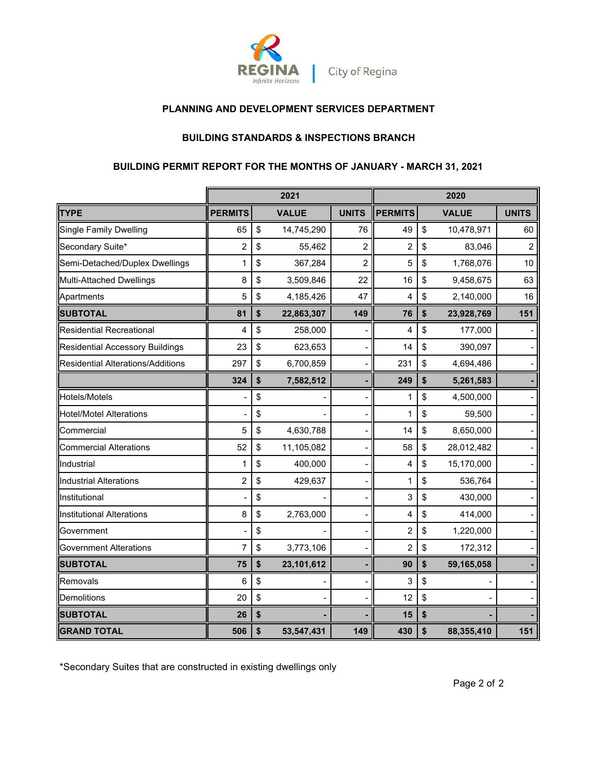**PLANNING AND DEVELOPMENT SERVICES DEPARTMENT**

**BUILDING STANDARDS & INSPECTIONS BRANCH**

**BUILDING PERMIT REPORT FOR THE MONTHS OF JANUARY - MARCH 31, 2021**

| | 2021 | | | 2020 | | |
|---|---|---|---|---|---|---|
| **TYPE** | **PERMITS** | **VALUE** | **UNITS** | **PERMITS** | **VALUE** | **UNITS** |
| Single Family Dwelling | 65 | $ 14,745,290 | 76 | 49 | $ 10,478,971 | 60 |
| Secondary Suite* | 2 | $ 55,462 | 2 | 2 | $ 83,046 | 2 |
| Semi-Detached/Duplex Dwellings | 1 | $ 367,284 | 2 | 5 | $ 1,768,076 | 10 |
| Multi-Attached Dwellings | 8 | $ 3,509,846 | 22 | 16 | $ 9,458,675 | 63 |
| Apartments | 5 | $ 4,185,426 | 47 | 4 | $ 2,140,000 | 16 |
| **SUBTOTAL** | **81** | **$ 22,863,307** | **149** | **76** | **$ 23,928,769** | **151** |
| Residential Recreational | 4 | $ 258,000 | - | 4 | $ 177,000 | - |
| Residential Accessory Buildings | 23 | $ 623,653 | - | 14 | $ 390,097 | - |
| Residential Alterations/Additions | 297 | $ 6,700,859 | - | 231 | $ 4,694,486 | - |
| | **324** | **$ 7,582,512** | **-** | **249** | **$ 5,261,583** | **-** |
| Hotels/Motels | - | $ - | - | 1 | $ 4,500,000 | - |
| Hotel/Motel Alterations | - | $ - | - | 1 | $ 59,500 | - |
| Commercial | 5 | $ 4,630,788 | - | 14 | $ 8,650,000 | - |
| Commercial Alterations | 52 | $ 11,105,082 | - | 58 | $ 28,012,482 | - |
| Industrial | 1 | $ 400,000 | - | 4 | $ 15,170,000 | - |
| Industrial Alterations | 2 | $ 429,637 | - | 1 | $ 536,764 | - |
| Institutional | - | $ - | - | 3 | $ 430,000 | - |
| Institutional Alterations | 8 | $ 2,763,000 | - | 4 | $ 414,000 | - |
| Government | - | $ - | - | 2 | $ 1,220,000 | - |
| Government Alterations | 7 | $ 3,773,106 | - | 2 | $ 172,312 | - |
| **SUBTOTAL** | **75** | **$ 23,101,612** | **-** | **90** | **$ 59,165,058** | **-** |
| Removals | 6 | $ - | - | 3 | $ - | - |
| Demolitions | 20 | $ - | - | 12 | $ - | - |
| **SUBTOTAL** | **26** | **$ -** | **-** | **15** | **$ -** | **-** |
| **GRAND TOTAL** | **506** | **$ 53,547,431** | **149** | **430** | **$ 88,355,410** | **151** |

*Secondary Suites that are constructed in existing dwellings only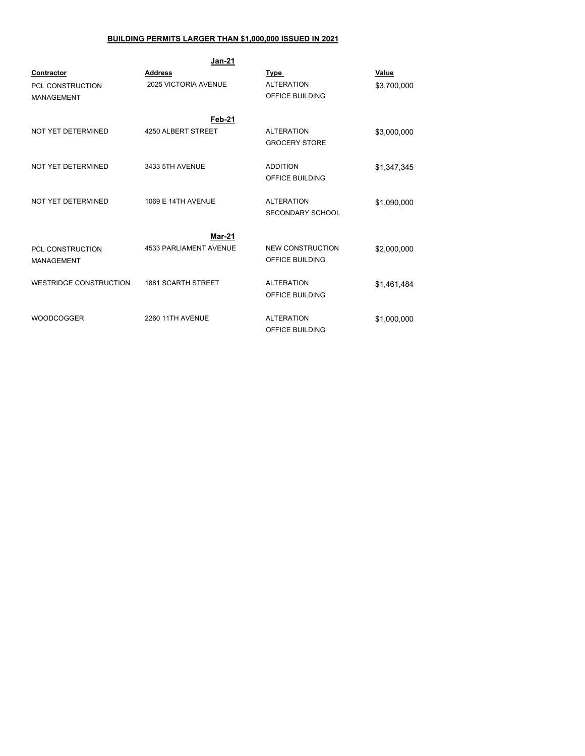**BUILDING PERMITS LARGER THAN $1,000,000 ISSUED IN 2021**

| Contractor | Address | Type | Value |
|---|---|---|---|
| | **Jan-21** | | |
| PCL CONSTRUCTION MANAGEMENT | 2025 VICTORIA AVENUE | ALTERATION OFFICE BUILDING | $3,700,000 |
| | **Feb-21** | | |
| NOT YET DETERMINED | 4250 ALBERT STREET | ALTERATION GROCERY STORE | $3,000,000 |
| NOT YET DETERMINED | 3433 5TH AVENUE | ADDITION OFFICE BUILDING | $1,347,345 |
| NOT YET DETERMINED | 1069 E 14TH AVENUE | ALTERATION SECONDARY SCHOOL | $1,090,000 |
| | **Mar-21** | | |
| PCL CONSTRUCTION MANAGEMENT | 4533 PARLIAMENT AVENUE | NEW CONSTRUCTION OFFICE BUILDING | $2,000,000 |
| WESTRIDGE CONSTRUCTION | 1881 SCARTH STREET | ALTERATION OFFICE BUILDING | $1,461,484 |
| WOODCOGGER | 2260 11TH AVENUE | ALTERATION OFFICE BUILDING | $1,000,000 |